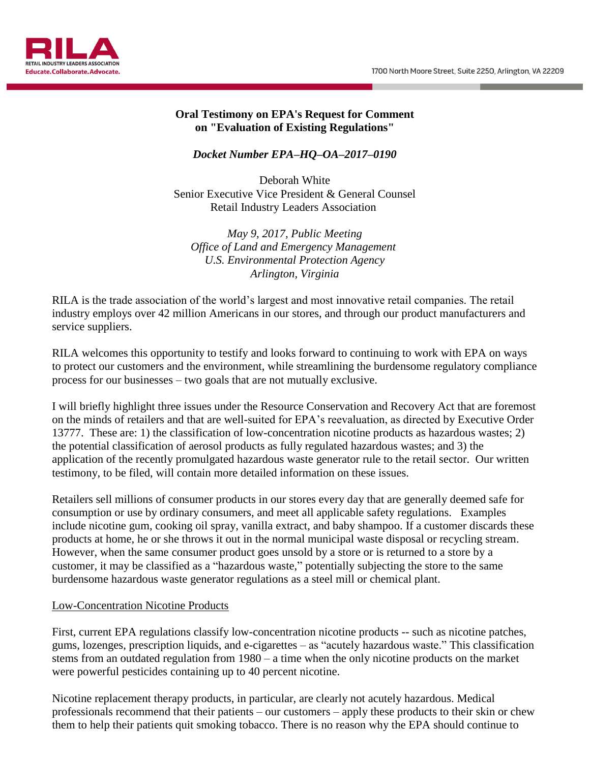RILA
RETAIL INDUSTRY LEADERS ASSOCIATION
Educate.Collaborate.Advocate.

1700 North Moore Street, Suite 2250, Arlington, VA 22209

**Oral Testimony on EPA's Request for Comment on "Evaluation of Existing Regulations"**

***Docket Number EPA–HQ–OA–2017–0190***

Deborah White
Senior Executive Vice President & General Counsel
Retail Industry Leaders Association

*May 9, 2017, Public Meeting*
*Office of Land and Emergency Management*
*U.S. Environmental Protection Agency*
*Arlington, Virginia*

RILA is the trade association of the world's largest and most innovative retail companies. The retail industry employs over 42 million Americans in our stores, and through our product manufacturers and service suppliers.

RILA welcomes this opportunity to testify and looks forward to continuing to work with EPA on ways to protect our customers and the environment, while streamlining the burdensome regulatory compliance process for our businesses – two goals that are not mutually exclusive.

I will briefly highlight three issues under the Resource Conservation and Recovery Act that are foremost on the minds of retailers and that are well-suited for EPA's reevaluation, as directed by Executive Order 13777. These are: 1) the classification of low-concentration nicotine products as hazardous wastes; 2) the potential classification of aerosol products as fully regulated hazardous wastes; and 3) the application of the recently promulgated hazardous waste generator rule to the retail sector. Our written testimony, to be filed, will contain more detailed information on these issues.

Retailers sell millions of consumer products in our stores every day that are generally deemed safe for consumption or use by ordinary consumers, and meet all applicable safety regulations. Examples include nicotine gum, cooking oil spray, vanilla extract, and baby shampoo. If a customer discards these products at home, he or she throws it out in the normal municipal waste disposal or recycling stream. However, when the same consumer product goes unsold by a store or is returned to a store by a customer, it may be classified as a "hazardous waste," potentially subjecting the store to the same burdensome hazardous waste generator regulations as a steel mill or chemical plant.

<u>Low-Concentration Nicotine Products</u>

First, current EPA regulations classify low-concentration nicotine products -- such as nicotine patches, gums, lozenges, prescription liquids, and e-cigarettes – as "acutely hazardous waste." This classification stems from an outdated regulation from 1980 – a time when the only nicotine products on the market were powerful pesticides containing up to 40 percent nicotine.

Nicotine replacement therapy products, in particular, are clearly not acutely hazardous. Medical professionals recommend that their patients – our customers – apply these products to their skin or chew them to help their patients quit smoking tobacco. There is no reason why the EPA should continue to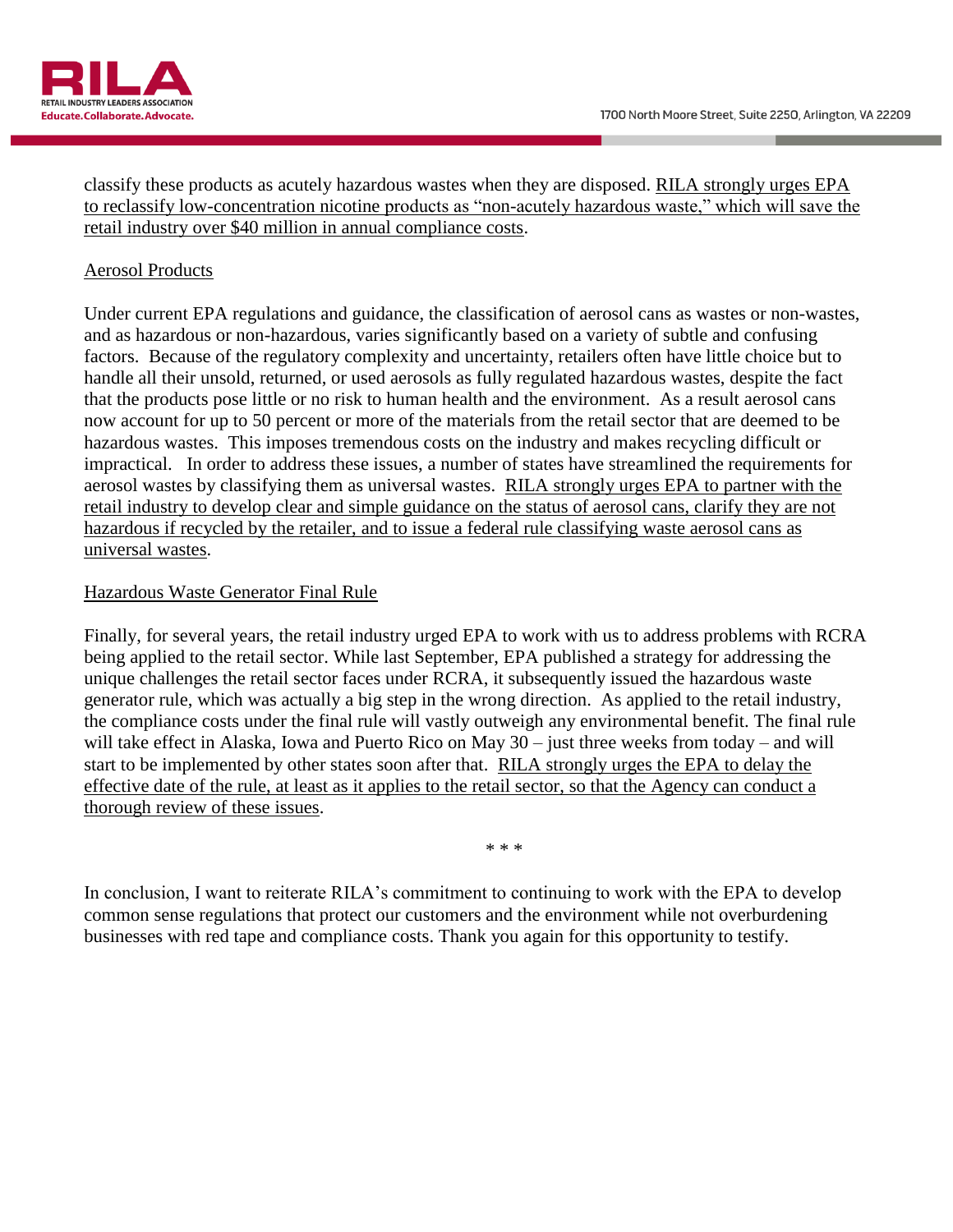classify these products as acutely hazardous wastes when they are disposed. <u>RILA strongly urges EPA to reclassify low-concentration nicotine products as "non-acutely hazardous waste," which will save the retail industry over $40 million in annual compliance costs</u>.

<u>Aerosol Products</u>

Under current EPA regulations and guidance, the classification of aerosol cans as wastes or non-wastes, and as hazardous or non-hazardous, varies significantly based on a variety of subtle and confusing factors. Because of the regulatory complexity and uncertainty, retailers often have little choice but to handle all their unsold, returned, or used aerosols as fully regulated hazardous wastes, despite the fact that the products pose little or no risk to human health and the environment. As a result aerosol cans now account for up to 50 percent or more of the materials from the retail sector that are deemed to be hazardous wastes. This imposes tremendous costs on the industry and makes recycling difficult or impractical. In order to address these issues, a number of states have streamlined the requirements for aerosol wastes by classifying them as universal wastes. <u>RILA strongly urges EPA to partner with the retail industry to develop clear and simple guidance on the status of aerosol cans, clarify they are not hazardous if recycled by the retailer, and to issue a federal rule classifying waste aerosol cans as universal wastes</u>.

<u>Hazardous Waste Generator Final Rule</u>

Finally, for several years, the retail industry urged EPA to work with us to address problems with RCRA being applied to the retail sector. While last September, EPA published a strategy for addressing the unique challenges the retail sector faces under RCRA, it subsequently issued the hazardous waste generator rule, which was actually a big step in the wrong direction. As applied to the retail industry, the compliance costs under the final rule will vastly outweigh any environmental benefit. The final rule will take effect in Alaska, Iowa and Puerto Rico on May 30 – just three weeks from today – and will start to be implemented by other states soon after that. <u>RILA strongly urges the EPA to delay the effective date of the rule, at least as it applies to the retail sector, so that the Agency can conduct a thorough review of these issues</u>.

\* \* \*

In conclusion, I want to reiterate RILA's commitment to continuing to work with the EPA to develop common sense regulations that protect our customers and the environment while not overburdening businesses with red tape and compliance costs. Thank you again for this opportunity to testify.